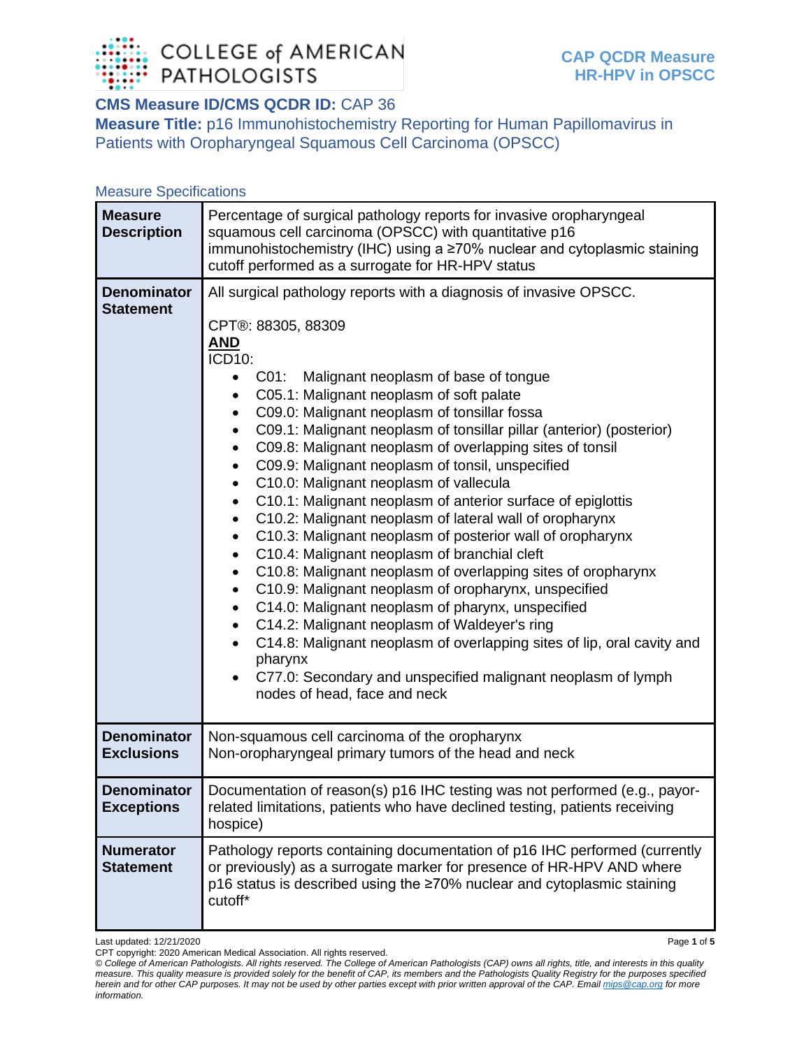**CMS Measure ID/CMS QCDR ID:** CAP 36

**Measure Title:** p16 Immunohistochemistry Reporting for Human Papillomavirus in Patients with Oropharyngeal Squamous Cell Carcinoma (OPSCC)

## Measure Specifications

| | |
|---|---|
| **Measure Description** | Percentage of surgical pathology reports for invasive oropharyngeal squamous cell carcinoma (OPSCC) with quantitative p16 immunohistochemistry (IHC) using a ≥70% nuclear and cytoplasmic staining cutoff performed as a surrogate for HR-HPV status |
| **Denominator Statement** | All surgical pathology reports with a diagnosis of invasive OPSCC.<br><br>CPT®: 88305, 88309<br>**AND**<br>ICD10:<br>• C01: Malignant neoplasm of base of tongue<br>• C05.1: Malignant neoplasm of soft palate<br>• C09.0: Malignant neoplasm of tonsillar fossa<br>• C09.1: Malignant neoplasm of tonsillar pillar (anterior) (posterior)<br>• C09.8: Malignant neoplasm of overlapping sites of tonsil<br>• C09.9: Malignant neoplasm of tonsil, unspecified<br>• C10.0: Malignant neoplasm of vallecula<br>• C10.1: Malignant neoplasm of anterior surface of epiglottis<br>• C10.2: Malignant neoplasm of lateral wall of oropharynx<br>• C10.3: Malignant neoplasm of posterior wall of oropharynx<br>• C10.4: Malignant neoplasm of branchial cleft<br>• C10.8: Malignant neoplasm of overlapping sites of oropharynx<br>• C10.9: Malignant neoplasm of oropharynx, unspecified<br>• C14.0: Malignant neoplasm of pharynx, unspecified<br>• C14.2: Malignant neoplasm of Waldeyer's ring<br>• C14.8: Malignant neoplasm of overlapping sites of lip, oral cavity and pharynx<br>• C77.0: Secondary and unspecified malignant neoplasm of lymph nodes of head, face and neck |
| **Denominator Exclusions** | Non-squamous cell carcinoma of the oropharynx<br>Non-oropharyngeal primary tumors of the head and neck |
| **Denominator Exceptions** | Documentation of reason(s) p16 IHC testing was not performed (e.g., payor-related limitations, patients who have declined testing, patients receiving hospice) |
| **Numerator Statement** | Pathology reports containing documentation of p16 IHC performed (currently or previously) as a surrogate marker for presence of HR-HPV AND where p16 status is described using the ≥70% nuclear and cytoplasmic staining cutoff* |

Last updated: 12/21/2020

CPT copyright: 2020 American Medical Association. All rights reserved.

*© College of American Pathologists. All rights reserved. The College of American Pathologists (CAP) owns all rights, title, and interests in this quality measure. This quality measure is provided solely for the benefit of CAP, its members and the Pathologists Quality Registry for the purposes specified herein and for other CAP purposes. It may not be used by other parties except with prior written approval of the CAP. Email mips@cap.org for more information.*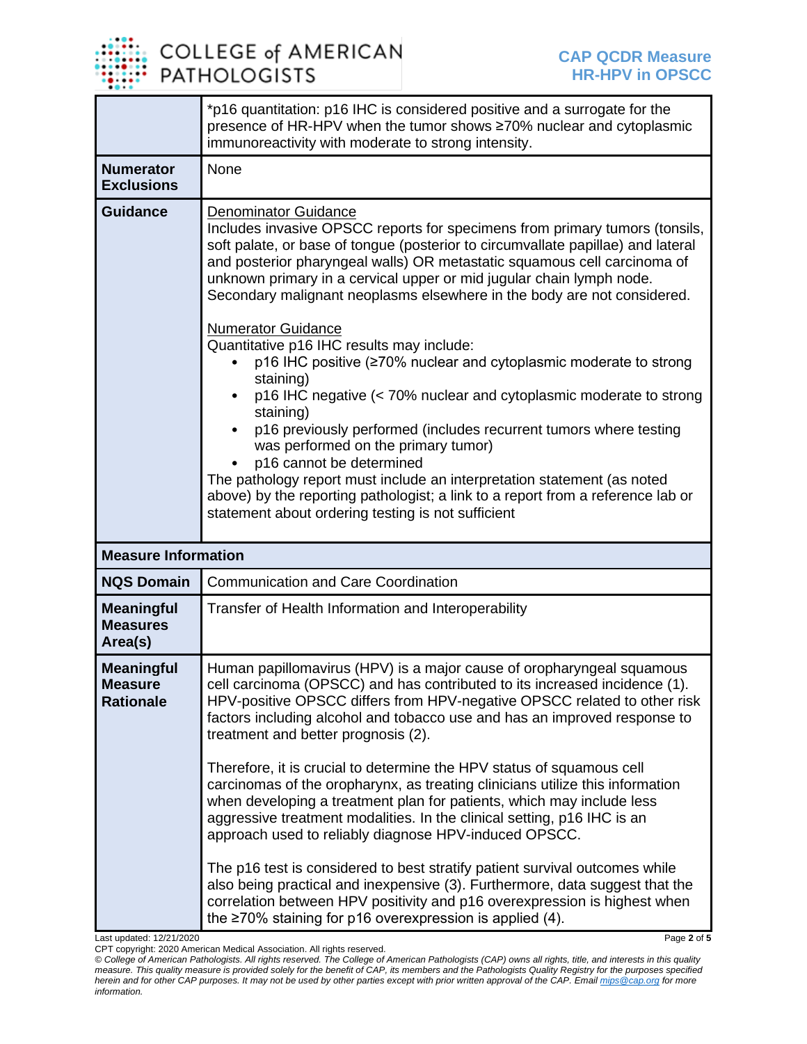| | |
|---|---|
| | *p16 quantitation: p16 IHC is considered positive and a surrogate for the presence of HR-HPV when the tumor shows ≥70% nuclear and cytoplasmic immunoreactivity with moderate to strong intensity. |
| **Numerator Exclusions** | None |
| **Guidance** | <u>Denominator Guidance</u><br>Includes invasive OPSCC reports for specimens from primary tumors (tonsils, soft palate, or base of tongue (posterior to circumvallate papillae) and lateral and posterior pharyngeal walls) OR metastatic squamous cell carcinoma of unknown primary in a cervical upper or mid jugular chain lymph node. Secondary malignant neoplasms elsewhere in the body are not considered.<br><br><u>Numerator Guidance</u><br>Quantitative p16 IHC results may include:<br>• p16 IHC positive (≥70% nuclear and cytoplasmic moderate to strong staining)<br>• p16 IHC negative (< 70% nuclear and cytoplasmic moderate to strong staining)<br>• p16 previously performed (includes recurrent tumors where testing was performed on the primary tumor)<br>• p16 cannot be determined<br>The pathology report must include an interpretation statement (as noted above) by the reporting pathologist; a link to a report from a reference lab or statement about ordering testing is not sufficient |
| **Measure Information** | |
| **NQS Domain** | Communication and Care Coordination |
| **Meaningful Measures Area(s)** | Transfer of Health Information and Interoperability |
| **Meaningful Measure Rationale** | Human papillomavirus (HPV) is a major cause of oropharyngeal squamous cell carcinoma (OPSCC) and has contributed to its increased incidence (1). HPV-positive OPSCC differs from HPV-negative OPSCC related to other risk factors including alcohol and tobacco use and has an improved response to treatment and better prognosis (2).<br><br>Therefore, it is crucial to determine the HPV status of squamous cell carcinomas of the oropharynx, as treating clinicians utilize this information when developing a treatment plan for patients, which may include less aggressive treatment modalities. In the clinical setting, p16 IHC is an approach used to reliably diagnose HPV-induced OPSCC.<br><br>The p16 test is considered to best stratify patient survival outcomes while also being practical and inexpensive (3). Furthermore, data suggest that the correlation between HPV positivity and p16 overexpression is highest when the ≥70% staining for p16 overexpression is applied (4). |

Last updated: 12/21/2020

CPT copyright: 2020 American Medical Association. All rights reserved.

*© College of American Pathologists. All rights reserved. The College of American Pathologists (CAP) owns all rights, title, and interests in this quality measure. This quality measure is provided solely for the benefit of CAP, its members and the Pathologists Quality Registry for the purposes specified herein and for other CAP purposes. It may not be used by other parties except with prior written approval of the CAP. Email mips@cap.org for more information.*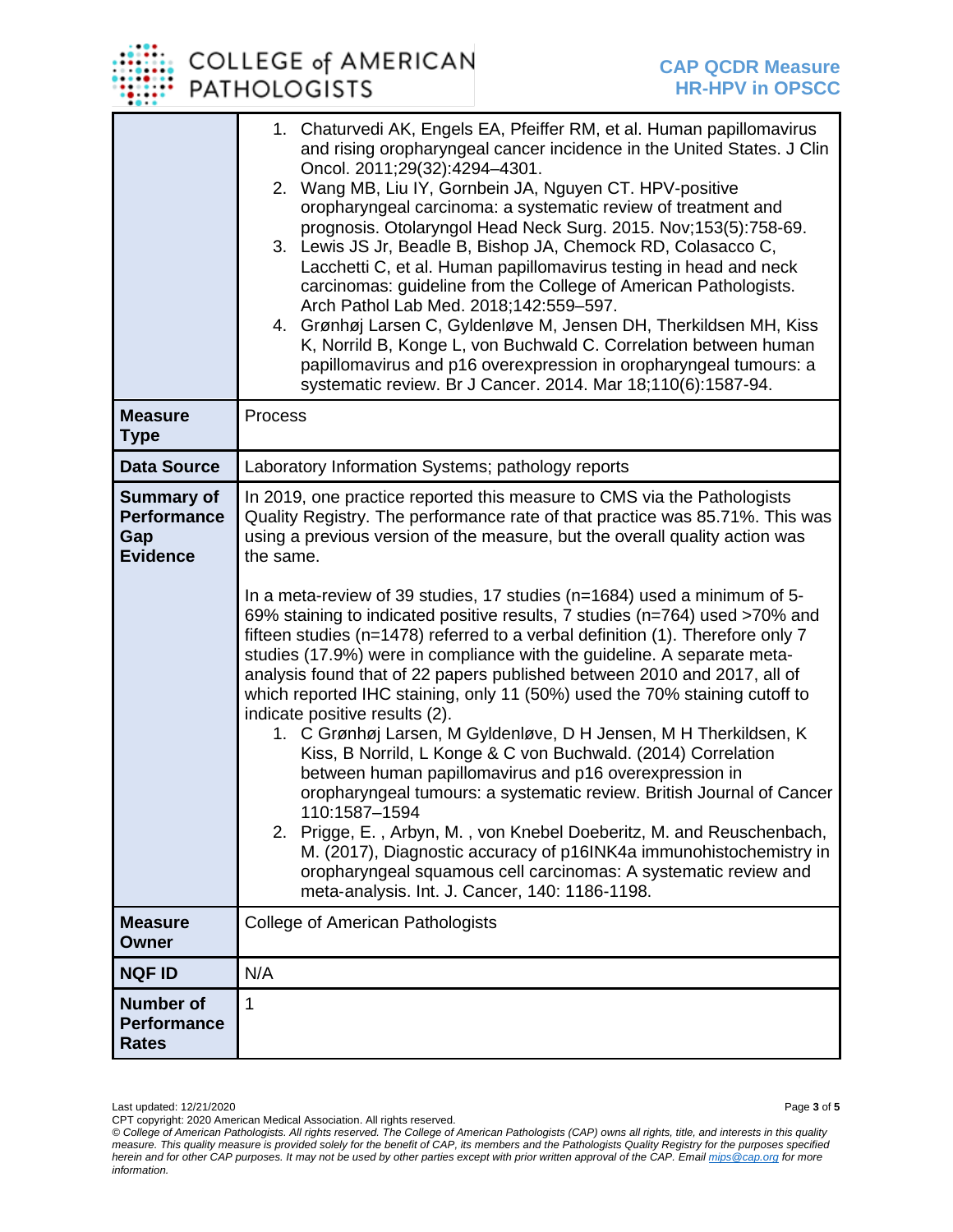| | |
|---|---|
| | 1. Chaturvedi AK, Engels EA, Pfeiffer RM, et al. Human papillomavirus and rising oropharyngeal cancer incidence in the United States. J Clin Oncol. 2011;29(32):4294–4301.<br>2. Wang MB, Liu IY, Gornbein JA, Nguyen CT. HPV-positive oropharyngeal carcinoma: a systematic review of treatment and prognosis. Otolaryngol Head Neck Surg. 2015. Nov;153(5):758-69.<br>3. Lewis JS Jr, Beadle B, Bishop JA, Chemock RD, Colasacco C, Lacchetti C, et al. Human papillomavirus testing in head and neck carcinomas: guideline from the College of American Pathologists. Arch Pathol Lab Med. 2018;142:559–597.<br>4. Grønhøj Larsen C, Gyldenløve M, Jensen DH, Therkildsen MH, Kiss K, Norrild B, Konge L, von Buchwald C. Correlation between human papillomavirus and p16 overexpression in oropharyngeal tumours: a systematic review. Br J Cancer. 2014. Mar 18;110(6):1587-94. |
| **Measure Type** | Process |
| **Data Source** | Laboratory Information Systems; pathology reports |
| **Summary of Performance Gap Evidence** | In 2019, one practice reported this measure to CMS via the Pathologists Quality Registry. The performance rate of that practice was 85.71%. This was using a previous version of the measure, but the overall quality action was the same.<br><br>In a meta-review of 39 studies, 17 studies (n=1684) used a minimum of 5-69% staining to indicated positive results, 7 studies (n=764) used >70% and fifteen studies (n=1478) referred to a verbal definition (1). Therefore only 7 studies (17.9%) were in compliance with the guideline. A separate meta-analysis found that of 22 papers published between 2010 and 2017, all of which reported IHC staining, only 11 (50%) used the 70% staining cutoff to indicate positive results (2).<br>1. C Grønhøj Larsen, M Gyldenløve, D H Jensen, M H Therkildsen, K Kiss, B Norrild, L Konge & C von Buchwald. (2014) Correlation between human papillomavirus and p16 overexpression in oropharyngeal tumours: a systematic review. British Journal of Cancer 110:1587–1594<br>2. Prigge, E. , Arbyn, M. , von Knebel Doeberitz, M. and Reuschenbach, M. (2017), Diagnostic accuracy of p16INK4a immunohistochemistry in oropharyngeal squamous cell carcinomas: A systematic review and meta-analysis. Int. J. Cancer, 140: 1186-1198. |
| **Measure Owner** | College of American Pathologists |
| **NQF ID** | N/A |
| **Number of Performance Rates** | 1 |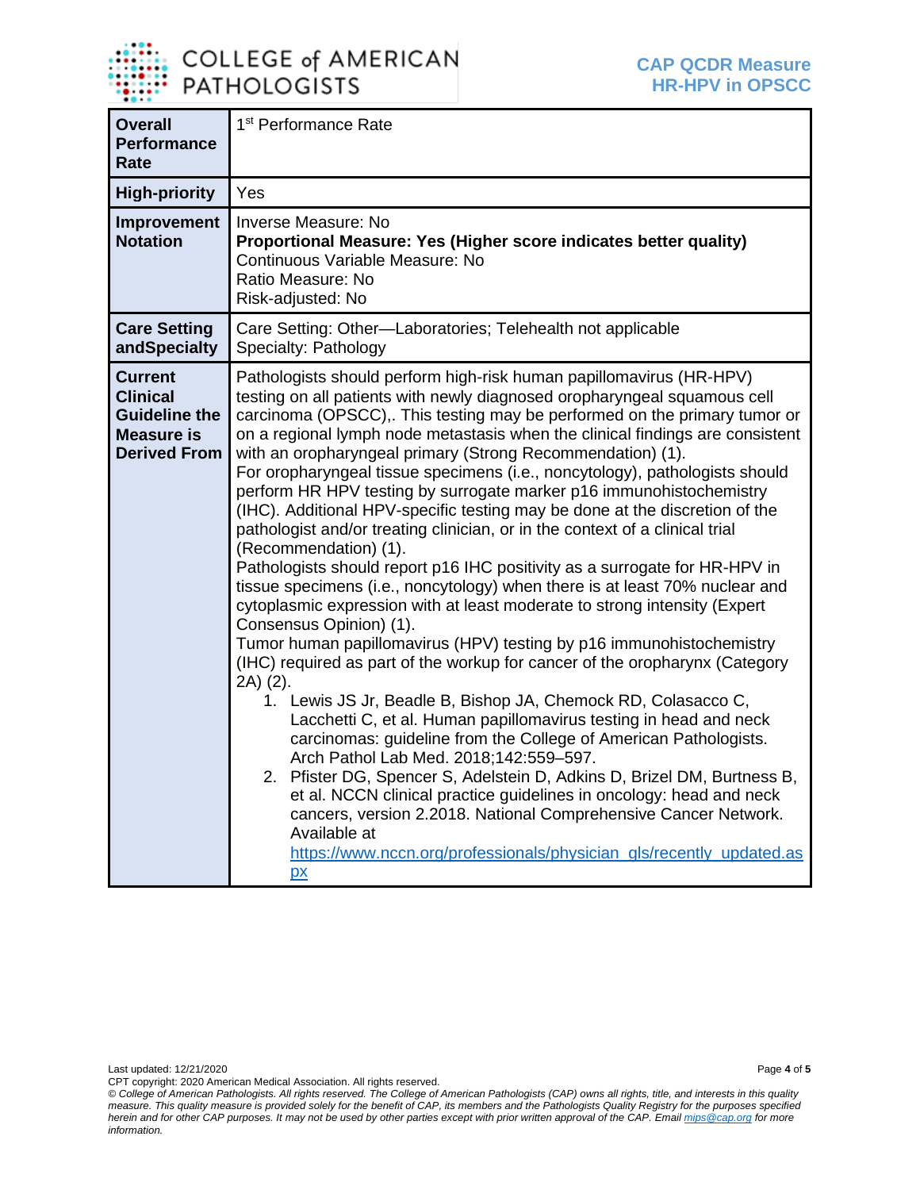| | |
|---|---|
| **Overall Performance Rate** | 1st Performance Rate |
| **High-priority** | Yes |
| **Improvement Notation** | Inverse Measure: No<br>**Proportional Measure: Yes (Higher score indicates better quality)**<br>Continuous Variable Measure: No<br>Ratio Measure: No<br>Risk-adjusted: No |
| **Care Setting andSpecialty** | Care Setting: Other—Laboratories; Telehealth not applicable<br>Specialty: Pathology |
| **Current Clinical Guideline the Measure is Derived From** | Pathologists should perform high-risk human papillomavirus (HR-HPV) testing on all patients with newly diagnosed oropharyngeal squamous cell carcinoma (OPSCC),. This testing may be performed on the primary tumor or on a regional lymph node metastasis when the clinical findings are consistent with an oropharyngeal primary (Strong Recommendation) (1).<br>For oropharyngeal tissue specimens (i.e., noncytology), pathologists should perform HR HPV testing by surrogate marker p16 immunohistochemistry (IHC). Additional HPV-specific testing may be done at the discretion of the pathologist and/or treating clinician, or in the context of a clinical trial (Recommendation) (1).<br>Pathologists should report p16 IHC positivity as a surrogate for HR-HPV in tissue specimens (i.e., noncytology) when there is at least 70% nuclear and cytoplasmic expression with at least moderate to strong intensity (Expert Consensus Opinion) (1).<br>Tumor human papillomavirus (HPV) testing by p16 immunohistochemistry (IHC) required as part of the workup for cancer of the oropharynx (Category 2A) (2).<br>1. Lewis JS Jr, Beadle B, Bishop JA, Chemock RD, Colasacco C, Lacchetti C, et al. Human papillomavirus testing in head and neck carcinomas: guideline from the College of American Pathologists. Arch Pathol Lab Med. 2018;142:559–597.<br>2. Pfister DG, Spencer S, Adelstein D, Adkins D, Brizel DM, Burtness B, et al. NCCN clinical practice guidelines in oncology: head and neck cancers, version 2.2018. National Comprehensive Cancer Network. Available at https://www.nccn.org/professionals/physician_gls/recently_updated.aspx |

Last updated: 12/21/2020

CPT copyright: 2020 American Medical Association. All rights reserved.

*© College of American Pathologists. All rights reserved. The College of American Pathologists (CAP) owns all rights, title, and interests in this quality measure. This quality measure is provided solely for the benefit of CAP, its members and the Pathologists Quality Registry for the purposes specified herein and for other CAP purposes. It may not be used by other parties except with prior written approval of the CAP. Email mips@cap.org for more information.*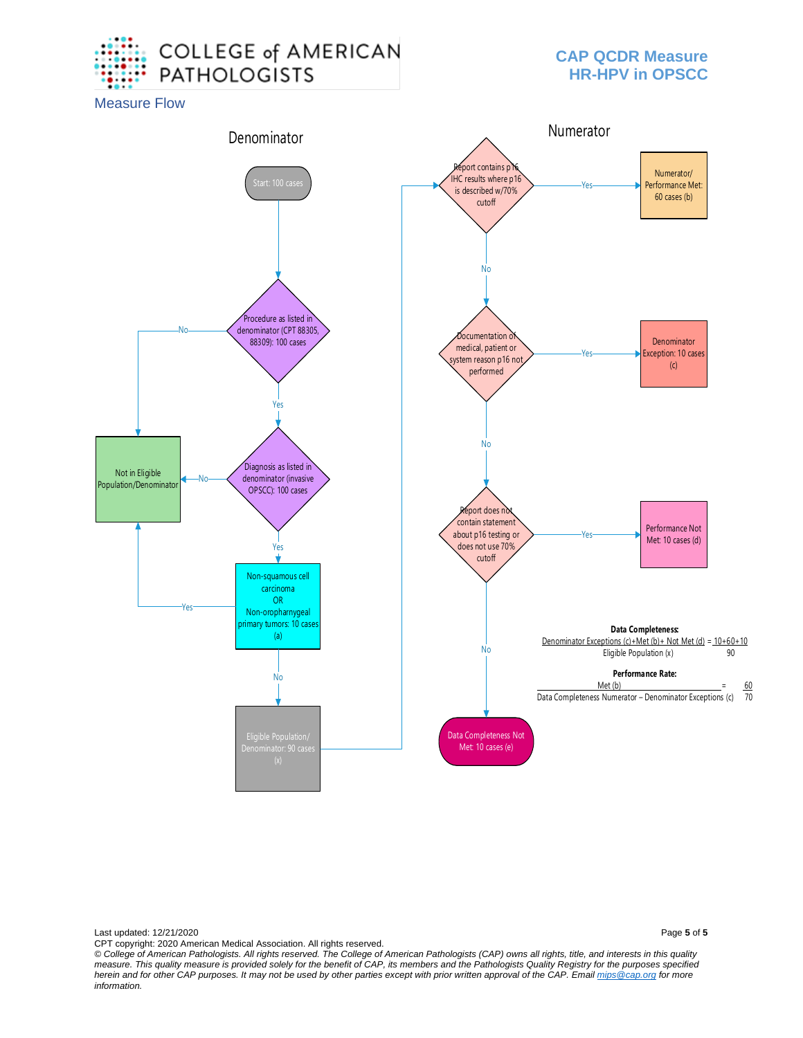# CAP QCDR Measure
# HR-HPV in OPSCC

## Measure Flow

### Denominator

Start: 100 cases

Procedure as listed in denominator (CPT 88305, 88309): 100 cases

No

Yes

Not in Eligible Population/Denominator

Diagnosis as listed in denominator (invasive OPSCC): 100 cases

No

Yes

Non-squamous cell carcinoma
OR
Non-oropharyngeal primary tumors: 10 cases (a)

Yes

No

Eligible Population/ Denominator: 90 cases (x)

### Numerator

Report contains p16 IHC results where p16 is described w/70% cutoff

Yes

Numerator/ Performance Met: 60 cases (b)

No

Documentation of medical, patient or system reason p16 not performed

Yes

Denominator Exception: 10 cases (c)

No

Report does not contain statement about p16 testing or does not use 70% cutoff

Yes

Performance Not Met: 10 cases (d)

No

Data Completeness Not Met: 10 cases (e)

**Data Completeness:**

$$\frac{\text{Denominator Exceptions (c)} + \text{Met (b)} + \text{Not Met (d)}}{\text{Eligible Population (x)}} = \frac{10+60+10}{90}$$

**Performance Rate:**

$$\frac{\text{Met (b)}}{\text{Data Completeness Numerator} - \text{Denominator Exceptions (c)}} = \frac{60}{70}$$

Last updated: 12/21/2020

CPT copyright: 2020 American Medical Association. All rights reserved.

*© College of American Pathologists. All rights reserved. The College of American Pathologists (CAP) owns all rights, title, and interests in this quality measure. This quality measure is provided solely for the benefit of CAP, its members and the Pathologists Quality Registry for the purposes specified herein and for other CAP purposes. It may not be used by other parties except with prior written approval of the CAP. Email mips@cap.org for more information.*